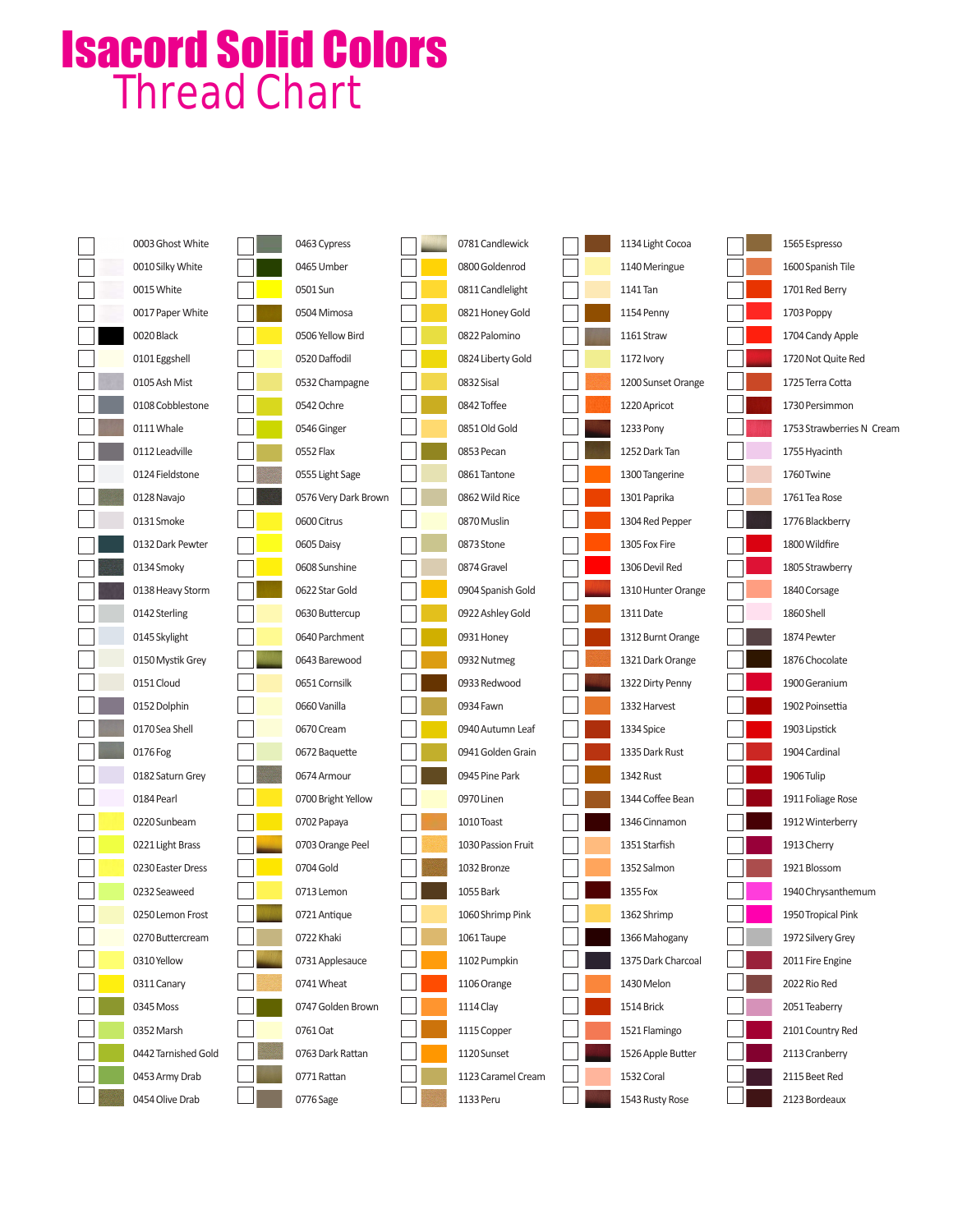# Isacord Solid Colors

## Thread Chart

- 0003 Ghost White
- 0010 Silky White
- 0015 White
- 0017 Paper White
- 0020 Black
- 0101 Eggshell
- 0105 Ash Mist
- 0108 Cobblestone
- 0111 Whale
- 0112 Leadville
- 0124 Fieldstone
- 0128 Navajo
- 0131 Smoke
- 0132 Dark Pewter
- 0134 Smoky
- 0138 Heavy Storm
- 0142 Sterling
- 0145 Skylight
- 0150 Mystik Grey
- 0151 Cloud
- 0152 Dolphin
- 0170 Sea Shell
- 0176 Fog
- 0182 Saturn Grey
- 0184 Pearl
- 0220 Sunbeam
- 0221 Light Brass
- 0230 Easter Dress
- 0232 Seaweed
- 0250 Lemon Frost
- 0270 Buttercream
- 0310 Yellow
- 0311 Canary
- 0345 Moss
- 0352 Marsh
- 0442 Tarnished Gold
- 0453 Army Drab
- 0454 Olive Drab
- 0463 Cypress
- 0465 Umber
- 0501 Sun
- 0504 Mimosa
- 0506 Yellow Bird
- 0520 Daffodil
- 0532 Champagne
- 0542 Ochre
- 0546 Ginger
- 0552 Flax
- 0555 Light Sage
- 0576 Very Dark Brown
- 0600 Citrus
- 0605 Daisy
- 0608 Sunshine
- 0622 Star Gold
- 0630 Buttercup
- 0640 Parchment
- 0643 Barewood
- 0651 Cornsilk
- 0660 Vanilla
- 0670 Cream
- 0672 Baquette
- 0674 Armour
- 0700 Bright Yellow
- 0702 Papaya
- 0703 Orange Peel
- 0704 Gold
- 0713 Lemon
- 0721 Antique
- 0722 Khaki
- 0731 Applesauce
- 0741 Wheat
- 0747 Golden Brown
- 0761 Oat
- 0763 Dark Rattan
- 0771 Rattan
- 0776 Sage
- 0781 Candlewick
- 0800 Goldenrod
- 0811 Candlelight
- 0821 Honey Gold
- 0822 Palomino
- 0824 Liberty Gold
- 0832 Sisal
- 0842 Toffee
- 0851 Old Gold
- 0853 Pecan
- 0861 Tantone
- 0862 Wild Rice
- 0870 Muslin
- 0873 Stone
- 0874 Gravel
- 0904 Spanish Gold
- 0922 Ashley Gold
- 0931 Honey
- 0932 Nutmeg
- 0933 Redwood
- 0934 Fawn
- 0940 Autumn Leaf
- 0941 Golden Grain
- 0945 Pine Park
- 0970 Linen
- 1010 Toast
- 1030 Passion Fruit
- 1032 Bronze
- 1055 Bark
- 1060 Shrimp Pink
- 1061 Taupe
- 1102 Pumpkin
- 1106 Orange
- 1114 Clay
- 1115 Copper
- 1120 Sunset
- 1123 Caramel Cream
- 1133 Peru
- 1134 Light Cocoa
- 1140 Meringue
- 1141 Tan
- 1154 Penny
- 1161 Straw
- 1172 Ivory
- 1200 Sunset Orange
- 1220 Apricot
- 1233 Pony
- 1252 Dark Tan
- 1300 Tangerine
- 1301 Paprika
- 1304 Red Pepper
- 1305 Fox Fire
- 1306 Devil Red
- 1310 Hunter Orange
- 1311 Date
- 1312 Burnt Orange
- 1321 Dark Orange
- 1322 Dirty Penny
- 1332 Harvest
- 1334 Spice
- 1335 Dark Rust
- 1342 Rust
- 1344 Coffee Bean
- 1346 Cinnamon
- 1351 Starfish
- 1352 Salmon
- 1355 Fox
- 1362 Shrimp
- 1366 Mahogany
- 1375 Dark Charcoal
- 1430 Melon
- 1514 Brick
- 1521 Flamingo
- 1526 Apple Butter
- 1532 Coral
- 1543 Rusty Rose
- 1565 Espresso
- 1600 Spanish Tile
- 1701 Red Berry
- 1703 Poppy
- 1704 Candy Apple
- 1720 Not Quite Red
- 1725 Terra Cotta
- 1730 Persimmon
- 1753 Strawberries N Cream
- 1755 Hyacinth
- 1760 Twine
- 1761 Tea Rose
- 1776 Blackberry
- 1800 Wildfire
- 1805 Strawberry
- 1840 Corsage
- 1860 Shell
- 1874 Pewter
- 1876 Chocolate
- 1900 Geranium
- 1902 Poinsettia
- 1903 Lipstick
- 1904 Cardinal
- 1906 Tulip
- 1911 Foliage Rose
- 1912 Winterberry
- 1913 Cherry
- 1921 Blossom
- 1940 Chrysanthemum
- 1950 Tropical Pink
- 1972 Silvery Grey
- 2011 Fire Engine
- 2022 Rio Red
- 2051 Teaberry
- 2101 Country Red
- 2113 Cranberry
- 2115 Beet Red
- 2123 Bordeaux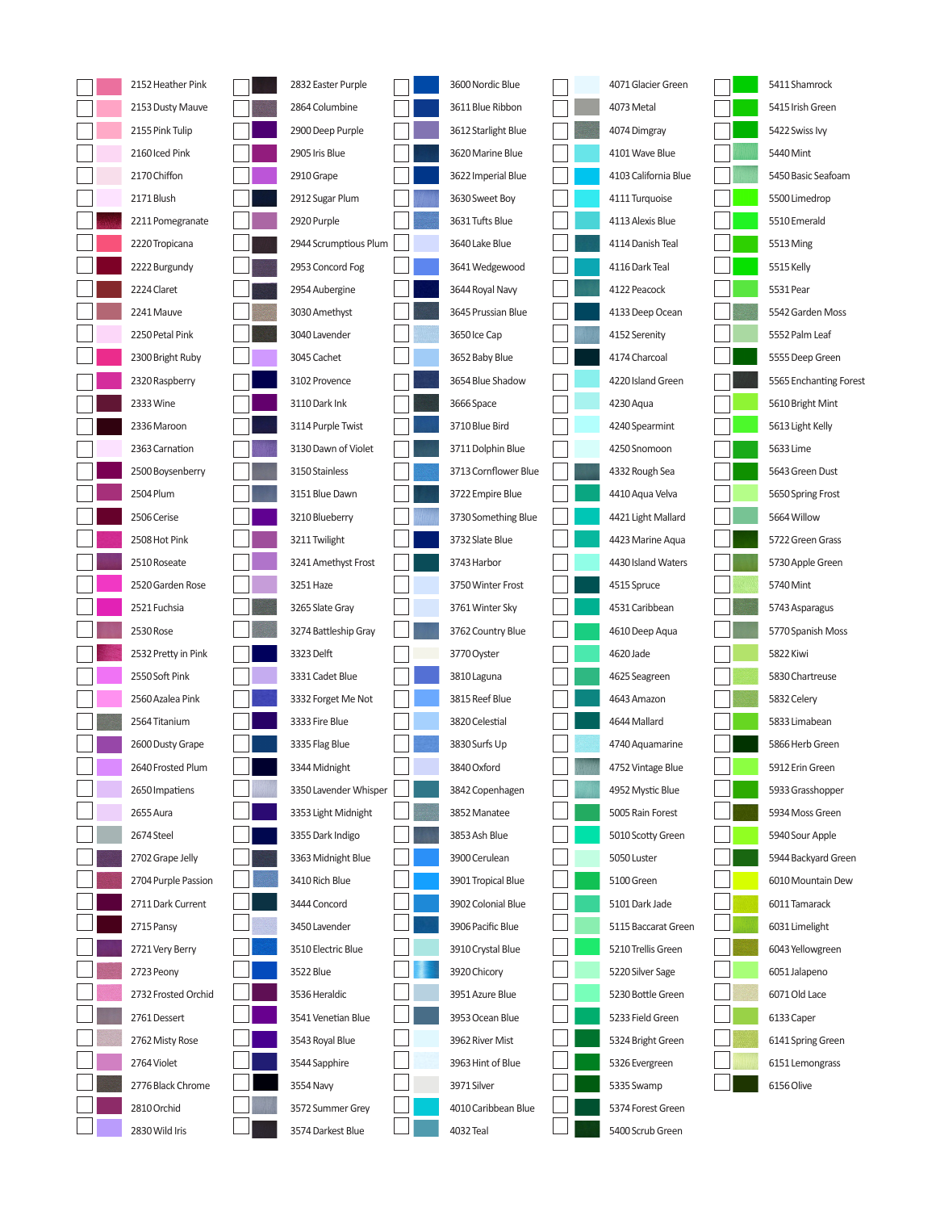2152 Heather Pink
2153 Dusty Mauve
2155 Pink Tulip
2160 Iced Pink
2170 Chiffon
2171 Blush
2211 Pomegranate
2220 Tropicana
2222 Burgundy
2224 Claret
2241 Mauve
2250 Petal Pink
2300 Bright Ruby
2320 Raspberry
2333 Wine
2336 Maroon
2363 Carnation
2500 Boysenberry
2504 Plum
2506 Cerise
2508 Hot Pink
2510 Roseate
2520 Garden Rose
2521 Fuchsia
2530 Rose
2532 Pretty in Pink
2550 Soft Pink
2560 Azalea Pink
2564 Titanium
2600 Dusty Grape
2640 Frosted Plum
2650 Impatiens
2655 Aura
2674 Steel
2702 Grape Jelly
2704 Purple Passion
2711 Dark Current
2715 Pansy
2721 Very Berry
2723 Peony
2732 Frosted Orchid
2761 Dessert
2762 Misty Rose
2764 Violet
2776 Black Chrome
2810 Orchid
2830 Wild Iris

2832 Easter Purple
2864 Columbine
2900 Deep Purple
2905 Iris Blue
2910 Grape
2912 Sugar Plum
2920 Purple
2944 Scrumptious Plum
2953 Concord Fog
2954 Aubergine
3030 Amethyst
3040 Lavender
3045 Cachet
3102 Provence
3110 Dark Ink
3114 Purple Twist
3130 Dawn of Violet
3150 Stainless
3151 Blue Dawn
3210 Blueberry
3211 Twilight
3241 Amethyst Frost
3251 Haze
3265 Slate Gray
3274 Battleship Gray
3323 Delft
3331 Cadet Blue
3332 Forget Me Not
3333 Fire Blue
3335 Flag Blue
3344 Midnight
3350 Lavender Whisper
3353 Light Midnight
3355 Dark Indigo
3363 Midnight Blue
3410 Rich Blue
3444 Concord
3450 Lavender
3510 Electric Blue
3522 Blue
3536 Heraldic
3541 Venetian Blue
3543 Royal Blue
3544 Sapphire
3554 Navy
3572 Summer Grey
3574 Darkest Blue

3600 Nordic Blue
3611 Blue Ribbon
3612 Starlight Blue
3620 Marine Blue
3622 Imperial Blue
3630 Sweet Boy
3631 Tufts Blue
3640 Lake Blue
3641 Wedgewood
3644 Royal Navy
3645 Prussian Blue
3650 Ice Cap
3652 Baby Blue
3654 Blue Shadow
3666 Space
3710 Blue Bird
3711 Dolphin Blue
3713 Cornflower Blue
3722 Empire Blue
3730 Something Blue
3732 Slate Blue
3743 Harbor
3750 Winter Frost
3761 Winter Sky
3762 Country Blue
3770 Oyster
3810 Laguna
3815 Reef Blue
3820 Celestial
3830 Surfs Up
3840 Oxford
3842 Copenhagen
3852 Manatee
3853 Ash Blue
3900 Cerulean
3901 Tropical Blue
3902 Colonial Blue
3906 Pacific Blue
3910 Crystal Blue
3920 Chicory
3951 Azure Blue
3953 Ocean Blue
3962 River Mist
3963 Hint of Blue
3971 Silver
4010 Caribbean Blue
4032 Teal

4071 Glacier Green
4073 Metal
4074 Dimgray
4101 Wave Blue
4103 California Blue
4111 Turquoise
4113 Alexis Blue
4114 Danish Teal
4116 Dark Teal
4122 Peacock
4133 Deep Ocean
4152 Serenity
4174 Charcoal
4220 Island Green
4230 Aqua
4240 Spearmint
4250 Snomoon
4332 Rough Sea
4410 Aqua Velva
4421 Light Mallard
4423 Marine Aqua
4430 Island Waters
4515 Spruce
4531 Caribbean
4610 Deep Aqua
4620 Jade
4625 Seagreen
4643 Amazon
4644 Mallard
4740 Aquamarine
4752 Vintage Blue
4952 Mystic Blue
5005 Rain Forest
5010 Scotty Green
5050 Luster
5100 Green
5101 Dark Jade
5115 Baccarat Green
5210 Trellis Green
5220 Silver Sage
5230 Bottle Green
5233 Field Green
5324 Bright Green
5326 Evergreen
5335 Swamp
5374 Forest Green
5400 Scrub Green

5411 Shamrock
5415 Irish Green
5422 Swiss Ivy
5440 Mint
5450 Basic Seafoam
5500 Limedrop
5510 Emerald
5513 Ming
5515 Kelly
5531 Pear
5542 Garden Moss
5552 Palm Leaf
5555 Deep Green
5565 Enchanting Forest
5610 Bright Mint
5613 Light Kelly
5633 Lime
5643 Green Dust
5650 Spring Frost
5664 Willow
5722 Green Grass
5730 Apple Green
5740 Mint
5743 Asparagus
5770 Spanish Moss
5822 Kiwi
5830 Chartreuse
5832 Celery
5833 Limabean
5866 Herb Green
5912 Erin Green
5933 Grasshopper
5934 Moss Green
5940 Sour Apple
5944 Backyard Green
6010 Mountain Dew
6011 Tamarack
6031 Limelight
6043 Yellowgreen
6051 Jalapeno
6071 Old Lace
6133 Caper
6141 Spring Green
6151 Lemongrass
6156 Olive